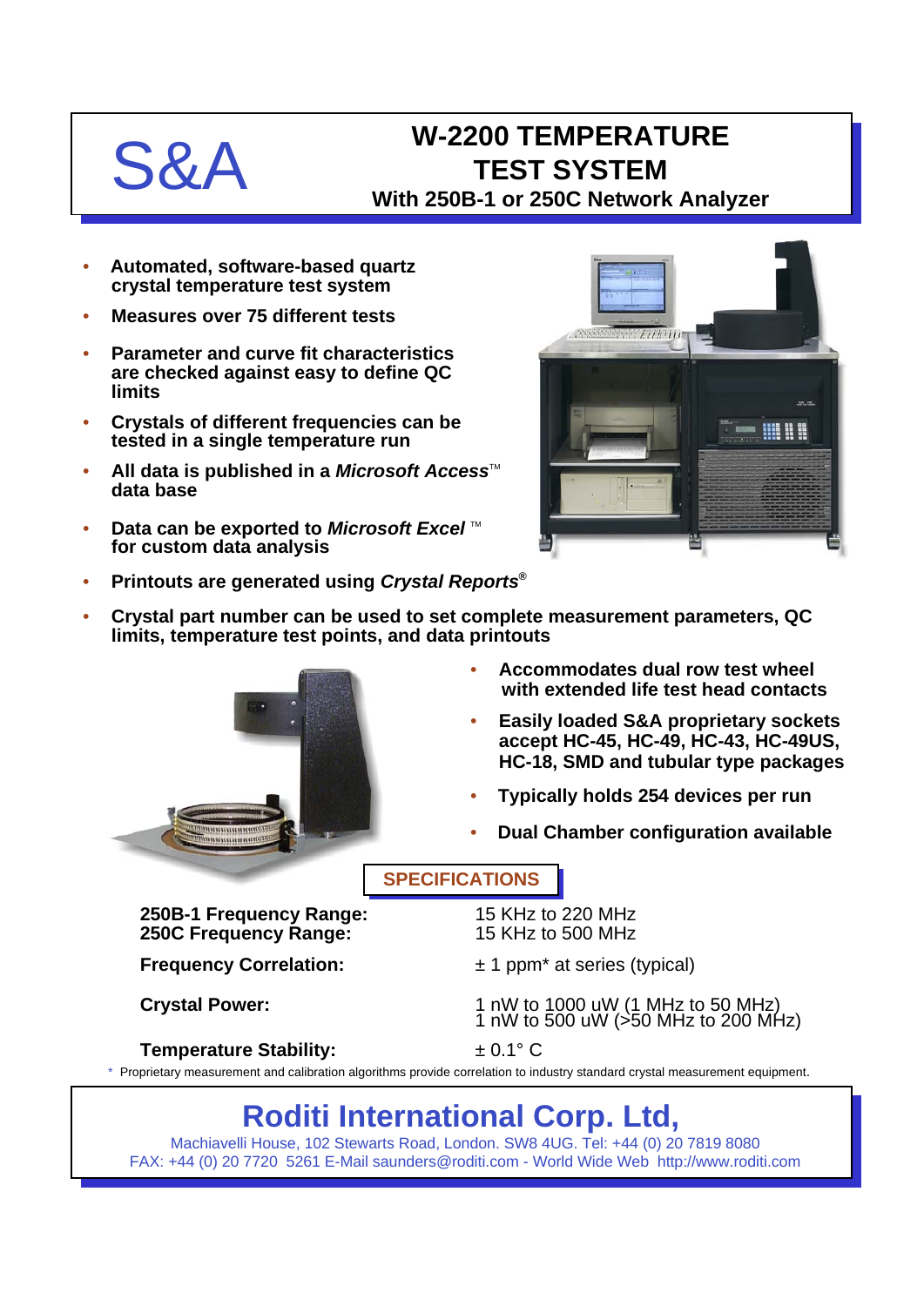S&A

# W-2200 TEMPERATURE TEST SYSTEM

## With 250B-1 or 250C Network Analyzer

- **Automated, software-based quartz crystal temperature test system**
- **Measures over 75 different tests**
- **Parameter and curve fit characteristics are checked against easy to define QC limits**
- **Crystals of different frequencies can be tested in a single temperature run**
- **All data is published in a *Microsoft Access*™ data base**
- **Data can be exported to *Microsoft Excel* ™ for custom data analysis**
- **Printouts are generated using *Crystal Reports*®**
- **Crystal part number can be used to set complete measurement parameters, QC limits, temperature test points, and data printouts**
- **Accommodates dual row test wheel with extended life test head contacts**
- **Easily loaded S&A proprietary sockets accept HC-45, HC-49, HC-43, HC-49US, HC-18, SMD and tubular type packages**
- **Typically holds 254 devices per run**
- **Dual Chamber configuration available**

## SPECIFICATIONS

| | |
|---|---|
| **250B-1 Frequency Range:** | 15 KHz to 220 MHz |
| **250C Frequency Range:** | 15 KHz to 500 MHz |
| **Frequency Correlation:** | ± 1 ppm* at series (typical) |
| **Crystal Power:** | 1 nW to 1000 uW (1 MHz to 50 MHz)<br>1 nW to 500 uW (>50 MHz to 200 MHz) |
| **Temperature Stability:** | ± 0.1° C |

\* Proprietary measurement and calibration algorithms provide correlation to industry standard crystal measurement equipment.

## Roditi International Corp. Ltd,

Machiavelli House, 102 Stewarts Road, London. SW8 4UG. Tel: +44 (0) 20 7819 8080
FAX: +44 (0) 20 7720 5261 E-Mail saunders@roditi.com - World Wide Web http://www.roditi.com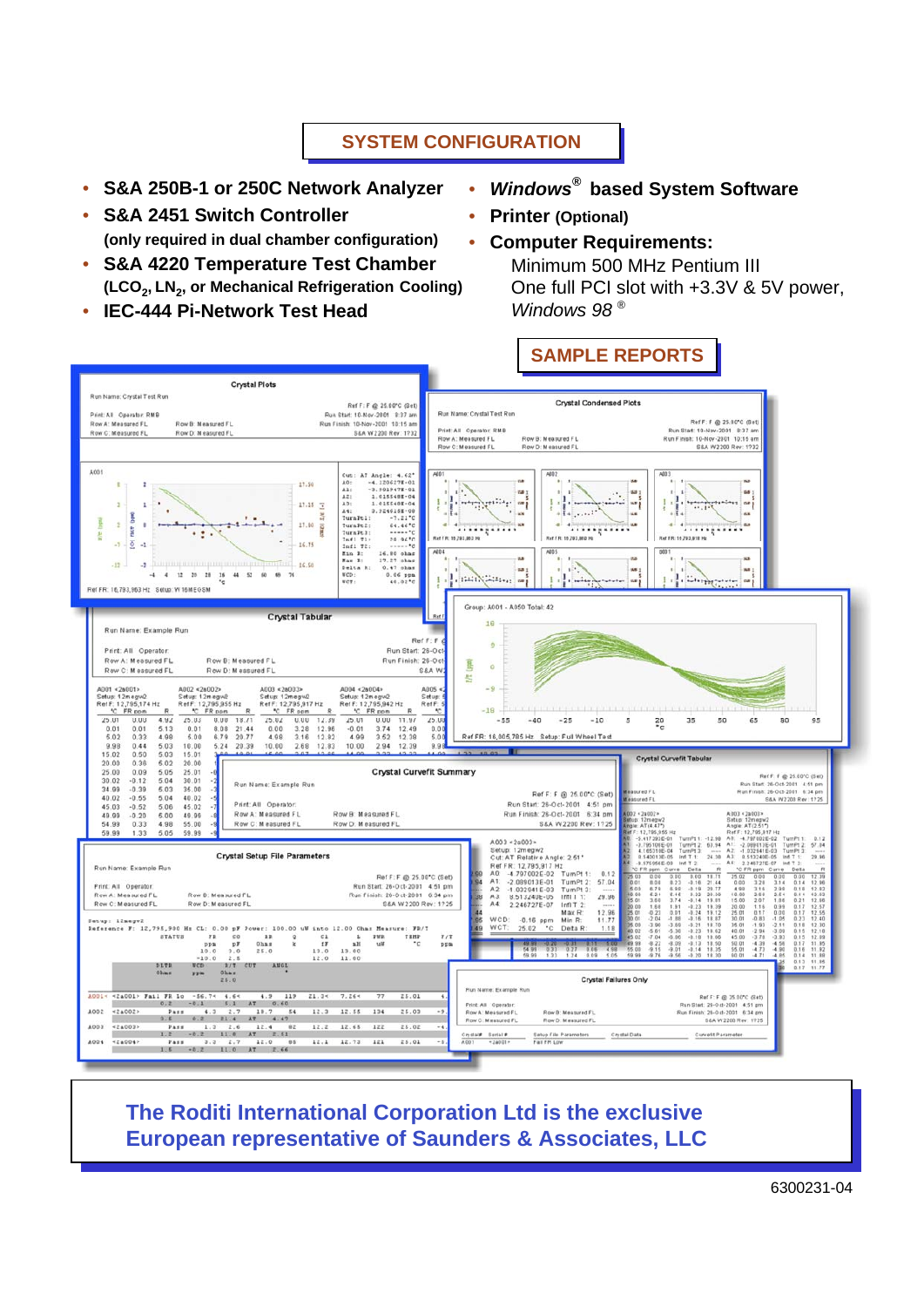## SYSTEM CONFIGURATION

- **S&A 250B-1 or 250C Network Analyzer**
- **S&A 2451 Switch Controller**
  **(only required in dual chamber configuration)**
- **S&A 4220 Temperature Test Chamber**
  **($LCO_2$, $LN_2$, or Mechanical Refrigeration Cooling)**
- **IEC-444 Pi-Network Test Head**
- ***Windows*® based System Software**
- **Printer** (Optional)
- **Computer Requirements:**
  Minimum 500 MHz Pentium III
  One full PCI slot with +3.3V & 5V power,
  *Windows 98* ®

## SAMPLE REPORTS

**The Roditi International Corporation Ltd is the exclusive European representative of Saunders & Associates, LLC**

6300231-04